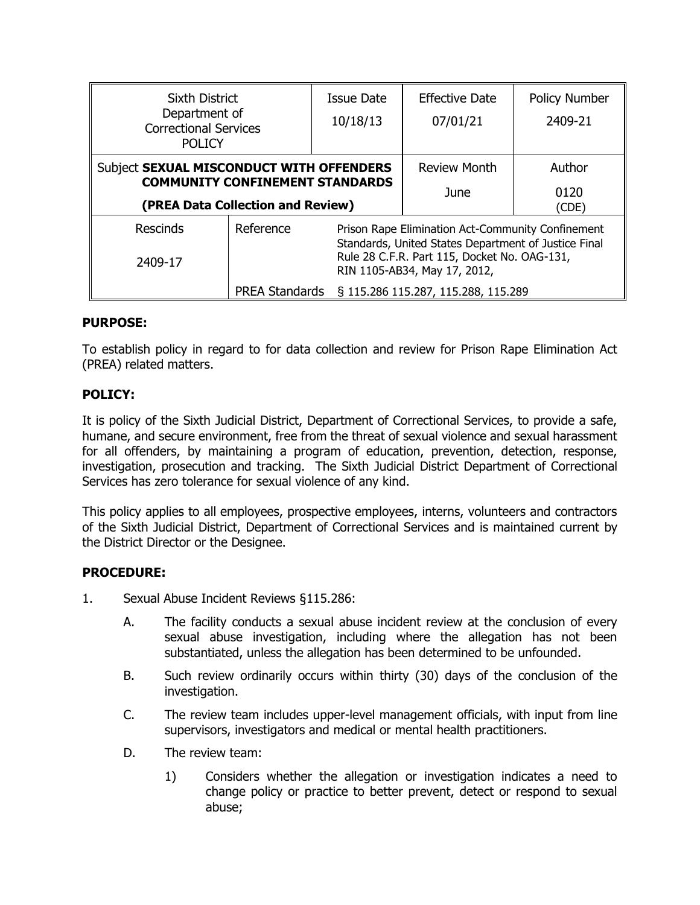| Sixth District Department of Correctional Services POLICY | | Issue Date 10/18/13 | Effective Date 07/01/21 | Policy Number 2409-21 |
|---|---|---|---|---|
| Subject **SEXUAL MISCONDUCT WITH OFFENDERS COMMUNITY CONFINEMENT STANDARDS (PREA Data Collection and Review)** | | | Review Month June | Author 0120 (CDE) |
| Rescinds 2409-17 | Reference | Prison Rape Elimination Act-Community Confinement Standards, United States Department of Justice Final Rule 28 C.F.R. Part 115, Docket No. OAG-131, RIN 1105-AB34, May 17, 2012, | | |
| | PREA Standards | § 115.286 115.287, 115.288, 115.289 | | |

**PURPOSE:**

To establish policy in regard to for data collection and review for Prison Rape Elimination Act (PREA) related matters.

**POLICY:**

It is policy of the Sixth Judicial District, Department of Correctional Services, to provide a safe, humane, and secure environment, free from the threat of sexual violence and sexual harassment for all offenders, by maintaining a program of education, prevention, detection, response, investigation, prosecution and tracking. The Sixth Judicial District Department of Correctional Services has zero tolerance for sexual violence of any kind.

This policy applies to all employees, prospective employees, interns, volunteers and contractors of the Sixth Judicial District, Department of Correctional Services and is maintained current by the District Director or the Designee.

**PROCEDURE:**

1. Sexual Abuse Incident Reviews §115.286:

   A. The facility conducts a sexual abuse incident review at the conclusion of every sexual abuse investigation, including where the allegation has not been substantiated, unless the allegation has been determined to be unfounded.

   B. Such review ordinarily occurs within thirty (30) days of the conclusion of the investigation.

   C. The review team includes upper-level management officials, with input from line supervisors, investigators and medical or mental health practitioners.

   D. The review team:

      1) Considers whether the allegation or investigation indicates a need to change policy or practice to better prevent, detect or respond to sexual abuse;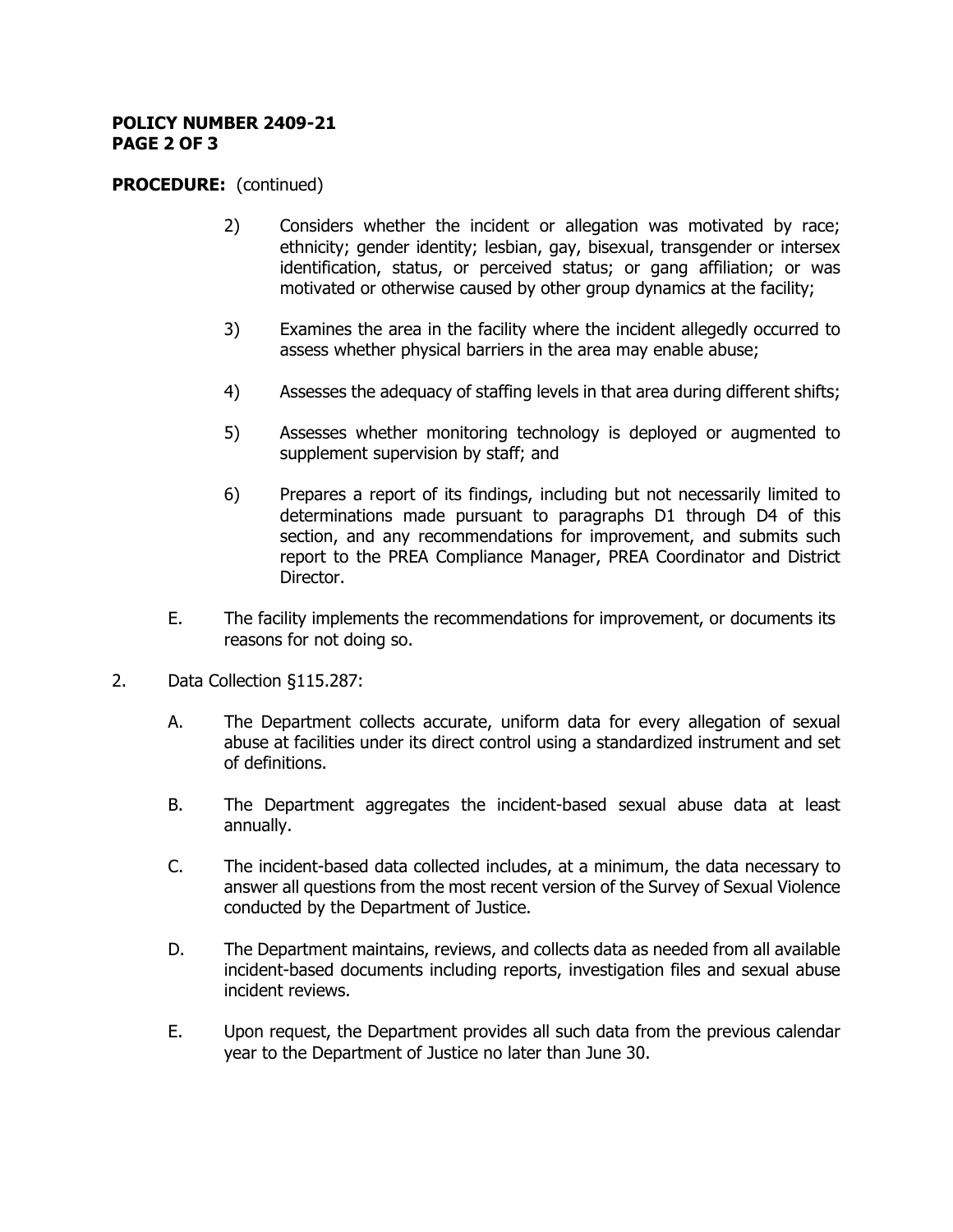**PROCEDURE:** (continued)

2) Considers whether the incident or allegation was motivated by race; ethnicity; gender identity; lesbian, gay, bisexual, transgender or intersex identification, status, or perceived status; or gang affiliation; or was motivated or otherwise caused by other group dynamics at the facility;

3) Examines the area in the facility where the incident allegedly occurred to assess whether physical barriers in the area may enable abuse;

4) Assesses the adequacy of staffing levels in that area during different shifts;

5) Assesses whether monitoring technology is deployed or augmented to supplement supervision by staff; and

6) Prepares a report of its findings, including but not necessarily limited to determinations made pursuant to paragraphs D1 through D4 of this section, and any recommendations for improvement, and submits such report to the PREA Compliance Manager, PREA Coordinator and District Director.

E. The facility implements the recommendations for improvement, or documents its reasons for not doing so.

2. Data Collection §115.287:

A. The Department collects accurate, uniform data for every allegation of sexual abuse at facilities under its direct control using a standardized instrument and set of definitions.

B. The Department aggregates the incident-based sexual abuse data at least annually.

C. The incident-based data collected includes, at a minimum, the data necessary to answer all questions from the most recent version of the Survey of Sexual Violence conducted by the Department of Justice.

D. The Department maintains, reviews, and collects data as needed from all available incident-based documents including reports, investigation files and sexual abuse incident reviews.

E. Upon request, the Department provides all such data from the previous calendar year to the Department of Justice no later than June 30.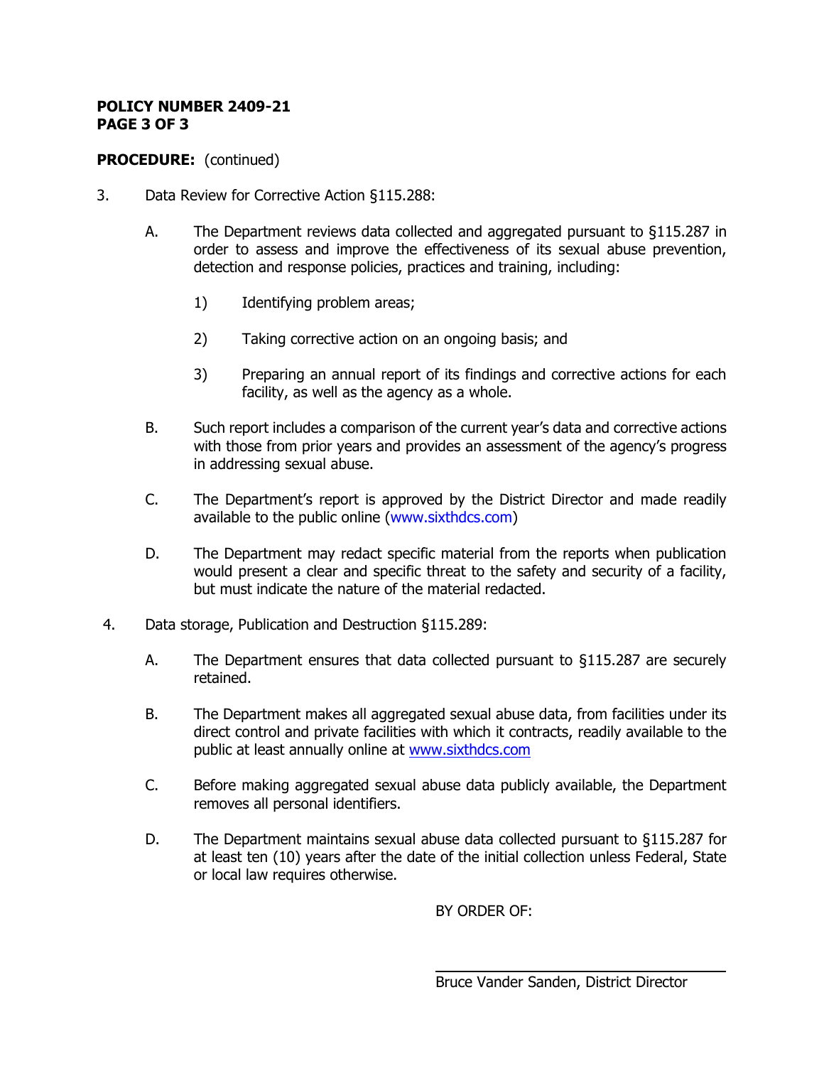**POLICY NUMBER 2409-21**

**PROCEDURE:** (continued)

3. Data Review for Corrective Action §115.288:

   A. The Department reviews data collected and aggregated pursuant to §115.287 in order to assess and improve the effectiveness of its sexual abuse prevention, detection and response policies, practices and training, including:

      1) Identifying problem areas;

      2) Taking corrective action on an ongoing basis; and

      3) Preparing an annual report of its findings and corrective actions for each facility, as well as the agency as a whole.

   B. Such report includes a comparison of the current year's data and corrective actions with those from prior years and provides an assessment of the agency's progress in addressing sexual abuse.

   C. The Department's report is approved by the District Director and made readily available to the public online (www.sixthdcs.com)

   D. The Department may redact specific material from the reports when publication would present a clear and specific threat to the safety and security of a facility, but must indicate the nature of the material redacted.

4. Data storage, Publication and Destruction §115.289:

   A. The Department ensures that data collected pursuant to §115.287 are securely retained.

   B. The Department makes all aggregated sexual abuse data, from facilities under its direct control and private facilities with which it contracts, readily available to the public at least annually online at www.sixthdcs.com

   C. Before making aggregated sexual abuse data publicly available, the Department removes all personal identifiers.

   D. The Department maintains sexual abuse data collected pursuant to §115.287 for at least ten (10) years after the date of the initial collection unless Federal, State or local law requires otherwise.

BY ORDER OF:

Bruce Vander Sanden, District Director